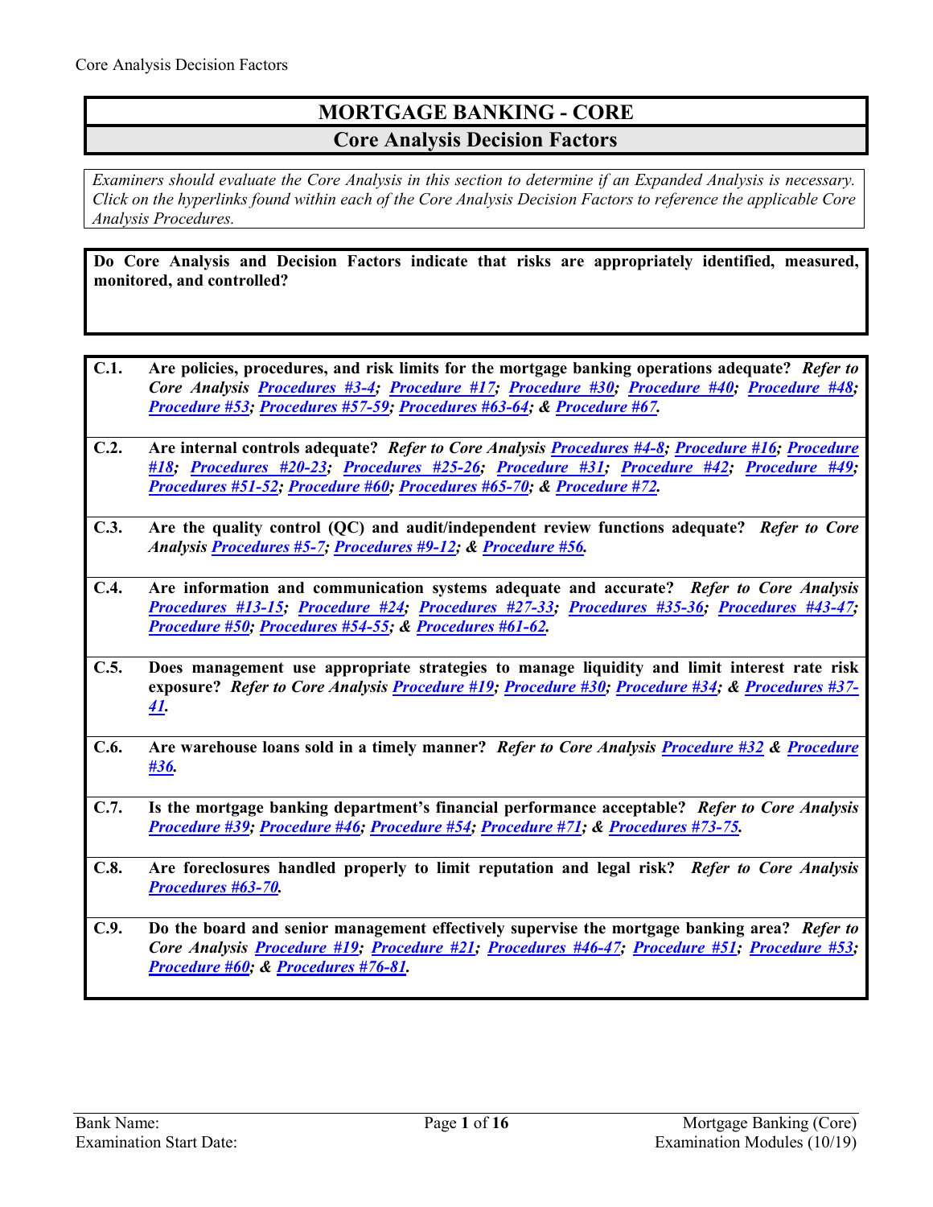# MORTGAGE BANKING - CORE

## Core Analysis Decision Factors

*Examiners should evaluate the Core Analysis in this section to determine if an Expanded Analysis is necessary. Click on the hyperlinks found within each of the Core Analysis Decision Factors to reference the applicable Core Analysis Procedures.*

**Do Core Analysis and Decision Factors indicate that risks are appropriately identified, measured, monitored, and controlled?**

**C.1.** **Are policies, procedures, and risk limits for the mortgage banking operations adequate?** ***Refer to Core Analysis Procedures #3-4; Procedure #17; Procedure #30; Procedure #40; Procedure #48; Procedure #53; Procedures #57-59; Procedures #63-64; & Procedure #67.***

**C.2.** **Are internal controls adequate?** ***Refer to Core Analysis Procedures #4-8; Procedure #16; Procedure #18; Procedures #20-23; Procedures #25-26; Procedure #31; Procedure #42; Procedure #49; Procedures #51-52; Procedure #60; Procedures #65-70; & Procedure #72.***

**C.3.** **Are the quality control (QC) and audit/independent review functions adequate?** ***Refer to Core Analysis Procedures #5-7; Procedures #9-12; & Procedure #56.***

**C.4.** **Are information and communication systems adequate and accurate?** ***Refer to Core Analysis Procedures #13-15; Procedure #24; Procedures #27-33; Procedures #35-36; Procedures #43-47; Procedure #50; Procedures #54-55; & Procedures #61-62.***

**C.5.** **Does management use appropriate strategies to manage liquidity and limit interest rate risk exposure?** ***Refer to Core Analysis Procedure #19; Procedure #30; Procedure #34; & Procedures #37-41.***

**C.6.** **Are warehouse loans sold in a timely manner?** ***Refer to Core Analysis Procedure #32 & Procedure #36.***

**C.7.** **Is the mortgage banking department's financial performance acceptable?** ***Refer to Core Analysis Procedure #39; Procedure #46; Procedure #54; Procedure #71; & Procedures #73-75.***

**C.8.** **Are foreclosures handled properly to limit reputation and legal risk?** ***Refer to Core Analysis Procedures #63-70.***

**C.9.** **Do the board and senior management effectively supervise the mortgage banking area?** ***Refer to Core Analysis Procedure #19; Procedure #21; Procedures #46-47; Procedure #51; Procedure #53; Procedure #60; & Procedures #76-81.***

Bank Name:
Examination Start Date: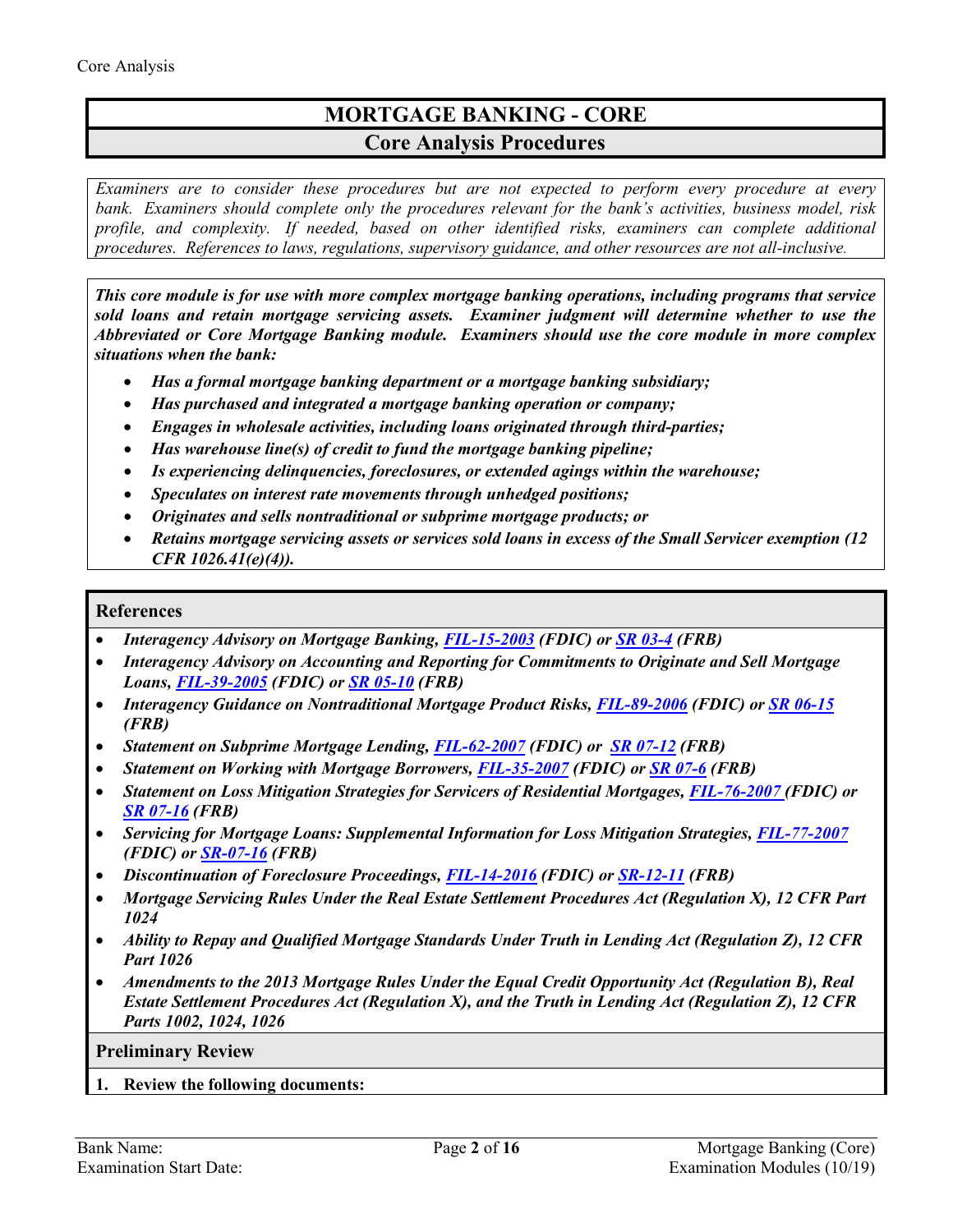# MORTGAGE BANKING - CORE

## Core Analysis Procedures

*Examiners are to consider these procedures but are not expected to perform every procedure at every bank. Examiners should complete only the procedures relevant for the bank's activities, business model, risk profile, and complexity. If needed, based on other identified risks, examiners can complete additional procedures. References to laws, regulations, supervisory guidance, and other resources are not all-inclusive.*

***This core module is for use with more complex mortgage banking operations, including programs that service sold loans and retain mortgage servicing assets. Examiner judgment will determine whether to use the Abbreviated or Core Mortgage Banking module. Examiners should use the core module in more complex situations when the bank:***

- ***Has a formal mortgage banking department or a mortgage banking subsidiary;***
- ***Has purchased and integrated a mortgage banking operation or company;***
- ***Engages in wholesale activities, including loans originated through third-parties;***
- ***Has warehouse line(s) of credit to fund the mortgage banking pipeline;***
- ***Is experiencing delinquencies, foreclosures, or extended agings within the warehouse;***
- ***Speculates on interest rate movements through unhedged positions;***
- ***Originates and sells nontraditional or subprime mortgage products; or***
- ***Retains mortgage servicing assets or services sold loans in excess of the Small Servicer exemption (12 CFR 1026.41(e)(4)).***

### References

- ***Interagency Advisory on Mortgage Banking, FIL-15-2003 (FDIC) or SR 03-4 (FRB)***
- ***Interagency Advisory on Accounting and Reporting for Commitments to Originate and Sell Mortgage Loans, FIL-39-2005 (FDIC) or SR 05-10 (FRB)***
- ***Interagency Guidance on Nontraditional Mortgage Product Risks, FIL-89-2006 (FDIC) or SR 06-15 (FRB)***
- ***Statement on Subprime Mortgage Lending, FIL-62-2007 (FDIC) or SR 07-12 (FRB)***
- ***Statement on Working with Mortgage Borrowers, FIL-35-2007 (FDIC) or SR 07-6 (FRB)***
- ***Statement on Loss Mitigation Strategies for Servicers of Residential Mortgages, FIL-76-2007 (FDIC) or SR 07-16 (FRB)***
- ***Servicing for Mortgage Loans: Supplemental Information for Loss Mitigation Strategies, FIL-77-2007 (FDIC) or SR-07-16 (FRB)***
- ***Discontinuation of Foreclosure Proceedings, FIL-14-2016 (FDIC) or SR-12-11 (FRB)***
- ***Mortgage Servicing Rules Under the Real Estate Settlement Procedures Act (Regulation X), 12 CFR Part 1024***
- ***Ability to Repay and Qualified Mortgage Standards Under Truth in Lending Act (Regulation Z), 12 CFR Part 1026***
- ***Amendments to the 2013 Mortgage Rules Under the Equal Credit Opportunity Act (Regulation B), Real Estate Settlement Procedures Act (Regulation X), and the Truth in Lending Act (Regulation Z), 12 CFR Parts 1002, 1024, 1026***

### Preliminary Review

**1. Review the following documents:**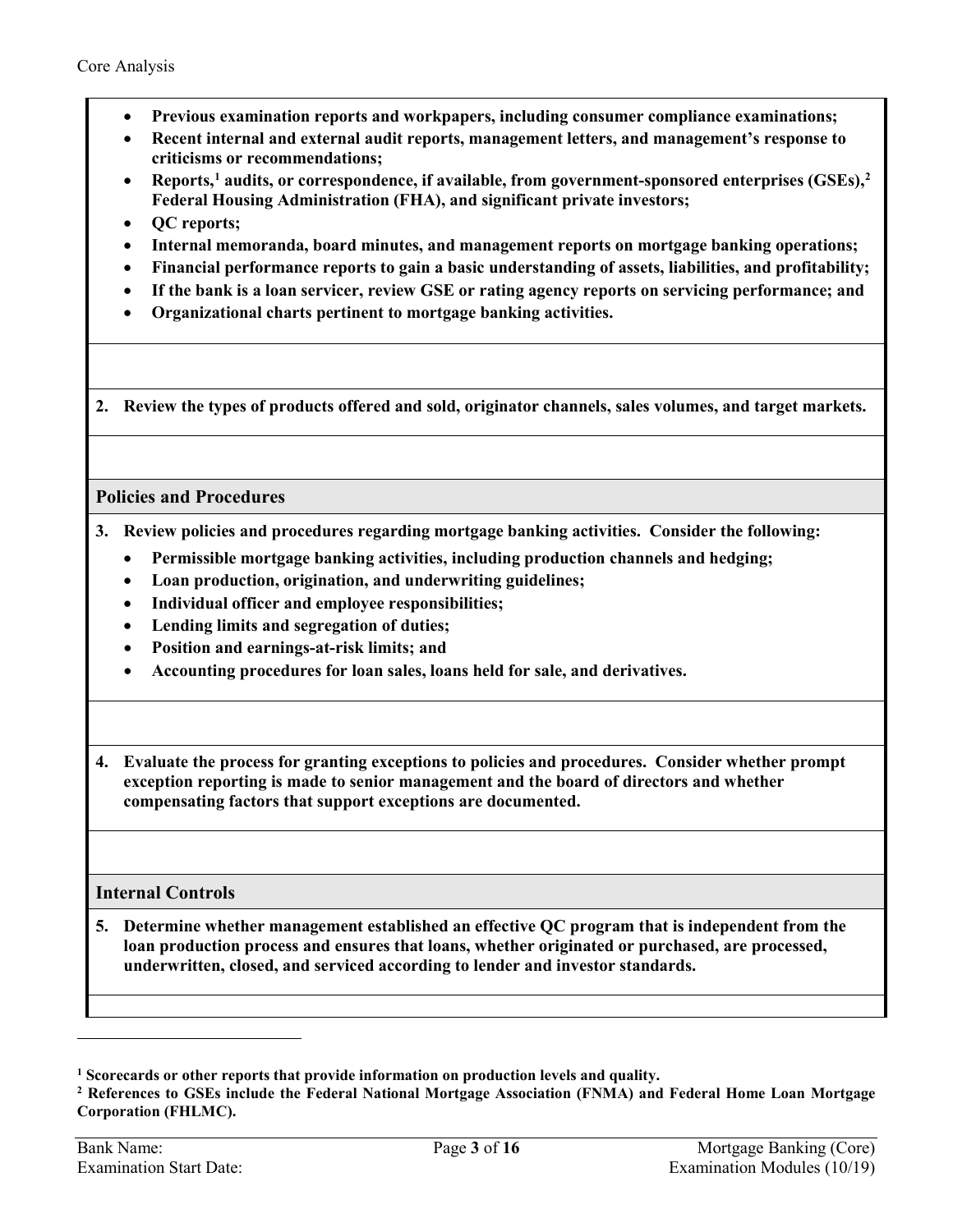- **Previous examination reports and workpapers, including consumer compliance examinations;**
- **Recent internal and external audit reports, management letters, and management's response to criticisms or recommendations;**
- **Reports,[1] audits, or correspondence, if available, from government-sponsored enterprises (GSEs),[2] Federal Housing Administration (FHA), and significant private investors;**
- **QC reports;**
- **Internal memoranda, board minutes, and management reports on mortgage banking operations;**
- **Financial performance reports to gain a basic understanding of assets, liabilities, and profitability;**
- **If the bank is a loan servicer, review GSE or rating agency reports on servicing performance; and**
- **Organizational charts pertinent to mortgage banking activities.**

**2. Review the types of products offered and sold, originator channels, sales volumes, and target markets.**

## Policies and Procedures

**3. Review policies and procedures regarding mortgage banking activities. Consider the following:**

- **Permissible mortgage banking activities, including production channels and hedging;**
- **Loan production, origination, and underwriting guidelines;**
- **Individual officer and employee responsibilities;**
- **Lending limits and segregation of duties;**
- **Position and earnings-at-risk limits; and**
- **Accounting procedures for loan sales, loans held for sale, and derivatives.**

**4. Evaluate the process for granting exceptions to policies and procedures. Consider whether prompt exception reporting is made to senior management and the board of directors and whether compensating factors that support exceptions are documented.**

## Internal Controls

**5. Determine whether management established an effective QC program that is independent from the loan production process and ensures that loans, whether originated or purchased, are processed, underwritten, closed, and serviced according to lender and investor standards.**

---

[1] **Scorecards or other reports that provide information on production levels and quality.**

[2] **References to GSEs include the Federal National Mortgage Association (FNMA) and Federal Home Loan Mortgage Corporation (FHLMC).**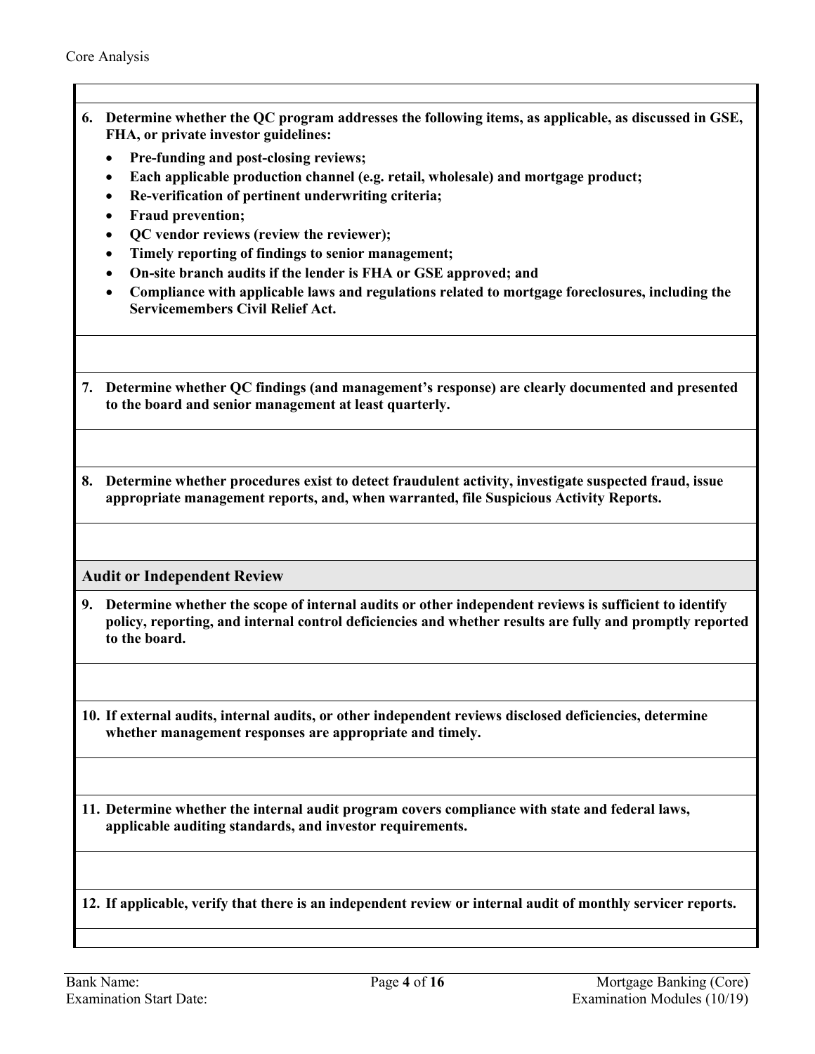**6. Determine whether the QC program addresses the following items, as applicable, as discussed in GSE, FHA, or private investor guidelines:**

- **Pre-funding and post-closing reviews;**
- **Each applicable production channel (e.g. retail, wholesale) and mortgage product;**
- **Re-verification of pertinent underwriting criteria;**
- **Fraud prevention;**
- **QC vendor reviews (review the reviewer);**
- **Timely reporting of findings to senior management;**
- **On-site branch audits if the lender is FHA or GSE approved; and**
- **Compliance with applicable laws and regulations related to mortgage foreclosures, including the Servicemembers Civil Relief Act.**

**7. Determine whether QC findings (and management's response) are clearly documented and presented to the board and senior management at least quarterly.**

**8. Determine whether procedures exist to detect fraudulent activity, investigate suspected fraud, issue appropriate management reports, and, when warranted, file Suspicious Activity Reports.**

## Audit or Independent Review

**9. Determine whether the scope of internal audits or other independent reviews is sufficient to identify policy, reporting, and internal control deficiencies and whether results are fully and promptly reported to the board.**

**10. If external audits, internal audits, or other independent reviews disclosed deficiencies, determine whether management responses are appropriate and timely.**

**11. Determine whether the internal audit program covers compliance with state and federal laws, applicable auditing standards, and investor requirements.**

**12. If applicable, verify that there is an independent review or internal audit of monthly servicer reports.**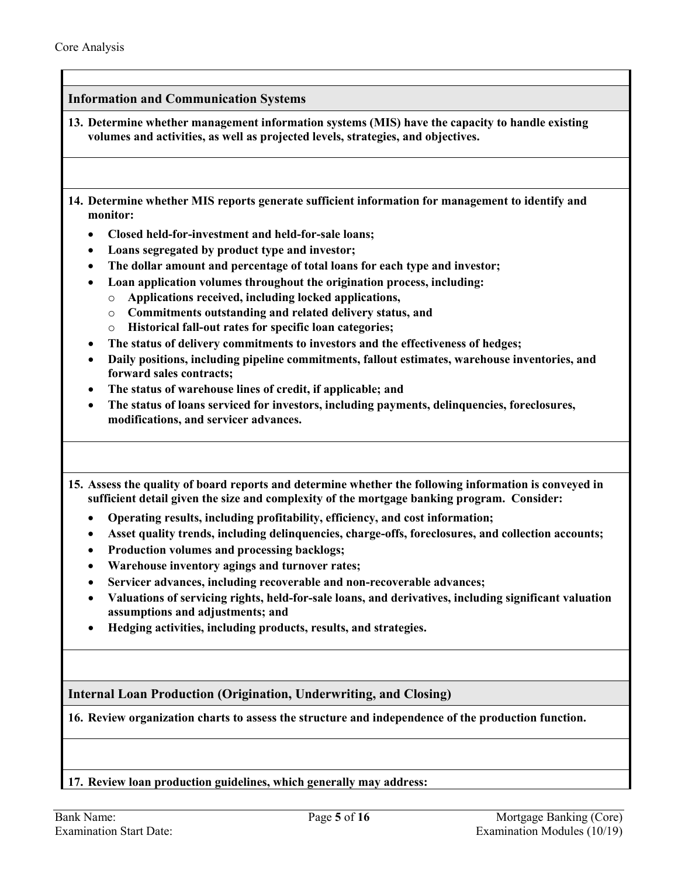## Information and Communication Systems

**13. Determine whether management information systems (MIS) have the capacity to handle existing volumes and activities, as well as projected levels, strategies, and objectives.**

**14. Determine whether MIS reports generate sufficient information for management to identify and monitor:**

- **Closed held-for-investment and held-for-sale loans;**
- **Loans segregated by product type and investor;**
- **The dollar amount and percentage of total loans for each type and investor;**
- **Loan application volumes throughout the origination process, including:**
  - **Applications received, including locked applications,**
  - **Commitments outstanding and related delivery status, and**
  - **Historical fall-out rates for specific loan categories;**
- **The status of delivery commitments to investors and the effectiveness of hedges;**
- **Daily positions, including pipeline commitments, fallout estimates, warehouse inventories, and forward sales contracts;**
- **The status of warehouse lines of credit, if applicable; and**
- **The status of loans serviced for investors, including payments, delinquencies, foreclosures, modifications, and servicer advances.**

**15. Assess the quality of board reports and determine whether the following information is conveyed in sufficient detail given the size and complexity of the mortgage banking program. Consider:**

- **Operating results, including profitability, efficiency, and cost information;**
- **Asset quality trends, including delinquencies, charge-offs, foreclosures, and collection accounts;**
- **Production volumes and processing backlogs;**
- **Warehouse inventory agings and turnover rates;**
- **Servicer advances, including recoverable and non-recoverable advances;**
- **Valuations of servicing rights, held-for-sale loans, and derivatives, including significant valuation assumptions and adjustments; and**
- **Hedging activities, including products, results, and strategies.**

## Internal Loan Production (Origination, Underwriting, and Closing)

**16. Review organization charts to assess the structure and independence of the production function.**

**17. Review loan production guidelines, which generally may address:**

Bank Name:
Examination Start Date: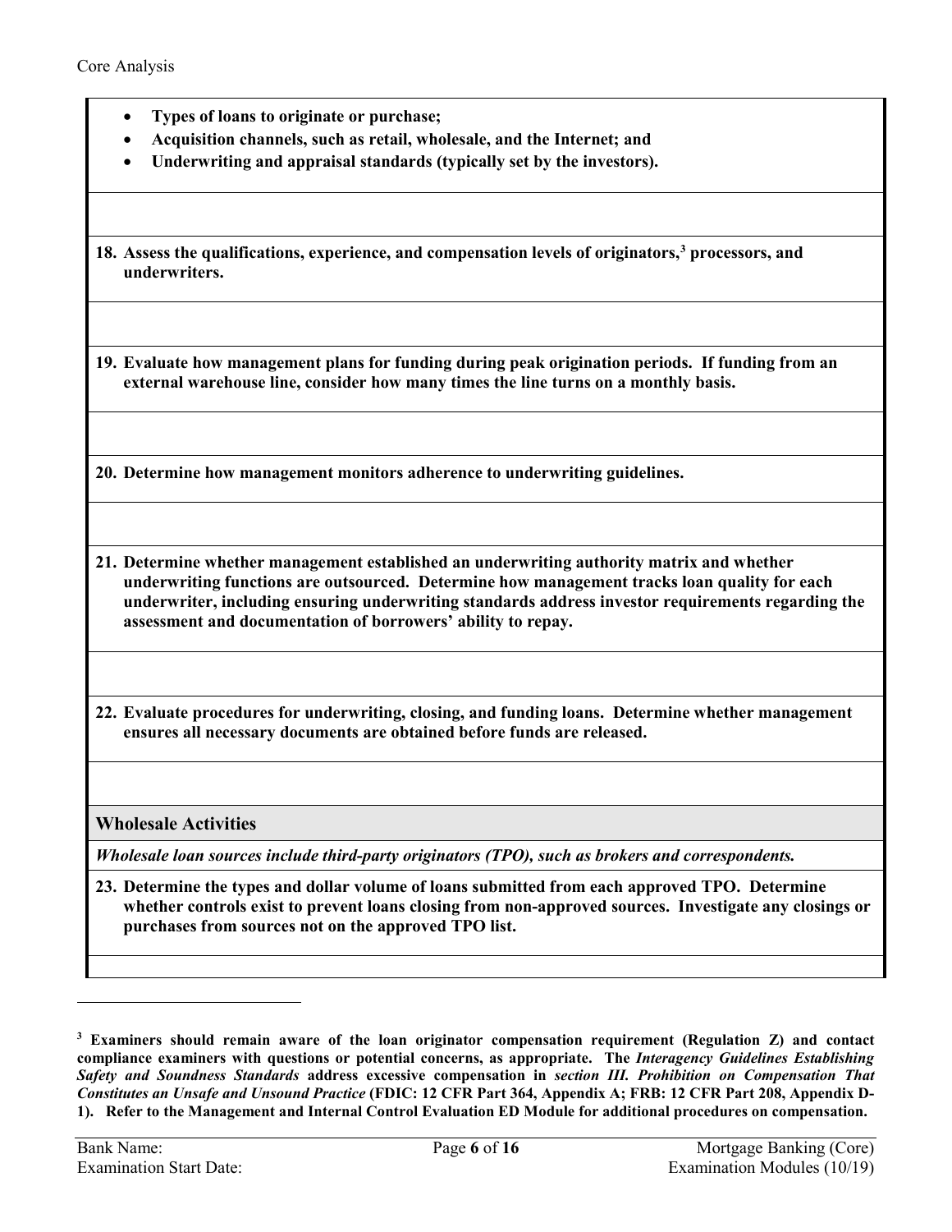- **Types of loans to originate or purchase;**
- **Acquisition channels, such as retail, wholesale, and the Internet; and**
- **Underwriting and appraisal standards (typically set by the investors).**

**18. Assess the qualifications, experience, and compensation levels of originators,[3] processors, and underwriters.**

**19. Evaluate how management plans for funding during peak origination periods. If funding from an external warehouse line, consider how many times the line turns on a monthly basis.**

**20. Determine how management monitors adherence to underwriting guidelines.**

**21. Determine whether management established an underwriting authority matrix and whether underwriting functions are outsourced. Determine how management tracks loan quality for each underwriter, including ensuring underwriting standards address investor requirements regarding the assessment and documentation of borrowers' ability to repay.**

**22. Evaluate procedures for underwriting, closing, and funding loans. Determine whether management ensures all necessary documents are obtained before funds are released.**

### Wholesale Activities

***Wholesale loan sources include third-party originators (TPO), such as brokers and correspondents.***

**23. Determine the types and dollar volume of loans submitted from each approved TPO. Determine whether controls exist to prevent loans closing from non-approved sources. Investigate any closings or purchases from sources not on the approved TPO list.**

---

[3] **Examiners should remain aware of the loan originator compensation requirement (Regulation Z) and contact compliance examiners with questions or potential concerns, as appropriate. The *Interagency Guidelines Establishing Safety and Soundness Standards* address excessive compensation in *section III. Prohibition on Compensation That Constitutes an Unsafe and Unsound Practice* (FDIC: 12 CFR Part 364, Appendix A; FRB: 12 CFR Part 208, Appendix D-1). Refer to the Management and Internal Control Evaluation ED Module for additional procedures on compensation.**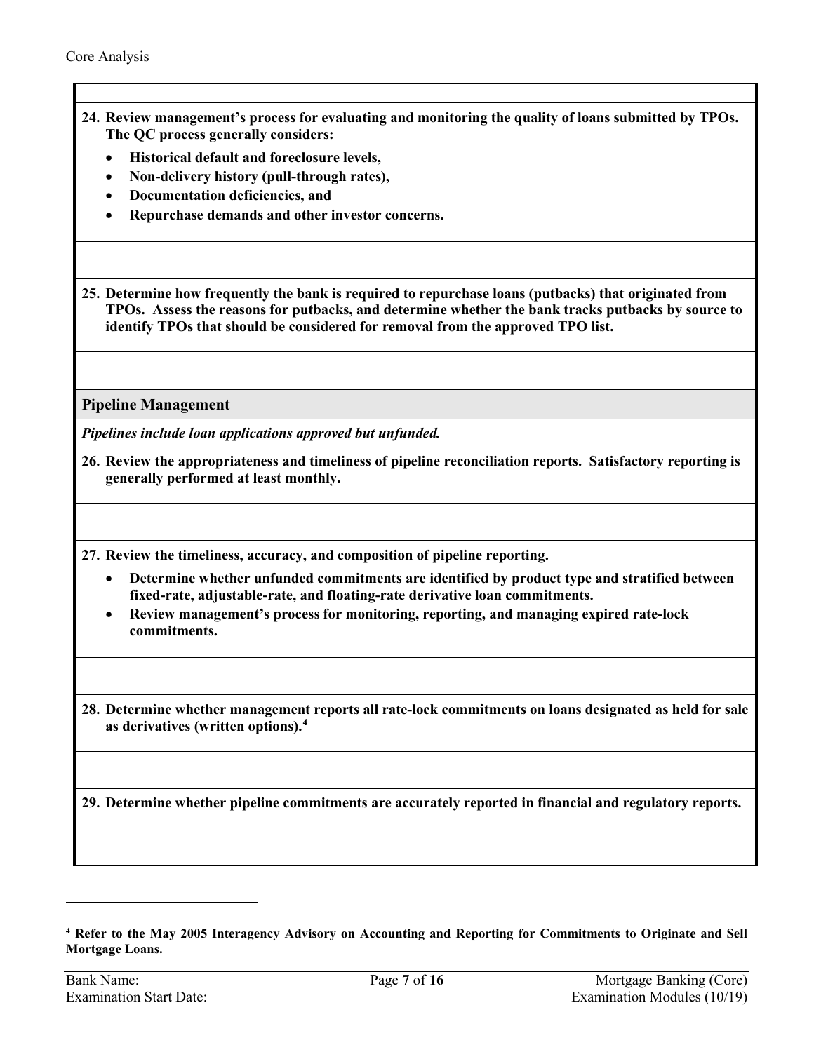**24. Review management's process for evaluating and monitoring the quality of loans submitted by TPOs. The QC process generally considers:**

- **Historical default and foreclosure levels,**
- **Non-delivery history (pull-through rates),**
- **Documentation deficiencies, and**
- **Repurchase demands and other investor concerns.**

**25. Determine how frequently the bank is required to repurchase loans (putbacks) that originated from TPOs. Assess the reasons for putbacks, and determine whether the bank tracks putbacks by source to identify TPOs that should be considered for removal from the approved TPO list.**

## Pipeline Management

***Pipelines include loan applications approved but unfunded.***

**26. Review the appropriateness and timeliness of pipeline reconciliation reports. Satisfactory reporting is generally performed at least monthly.**

**27. Review the timeliness, accuracy, and composition of pipeline reporting.**

- **Determine whether unfunded commitments are identified by product type and stratified between fixed-rate, adjustable-rate, and floating-rate derivative loan commitments.**
- **Review management's process for monitoring, reporting, and managing expired rate-lock commitments.**

**28. Determine whether management reports all rate-lock commitments on loans designated as held for sale as derivatives (written options).[4]**

**29. Determine whether pipeline commitments are accurately reported in financial and regulatory reports.**

---

**[4] Refer to the May 2005 Interagency Advisory on Accounting and Reporting for Commitments to Originate and Sell Mortgage Loans.**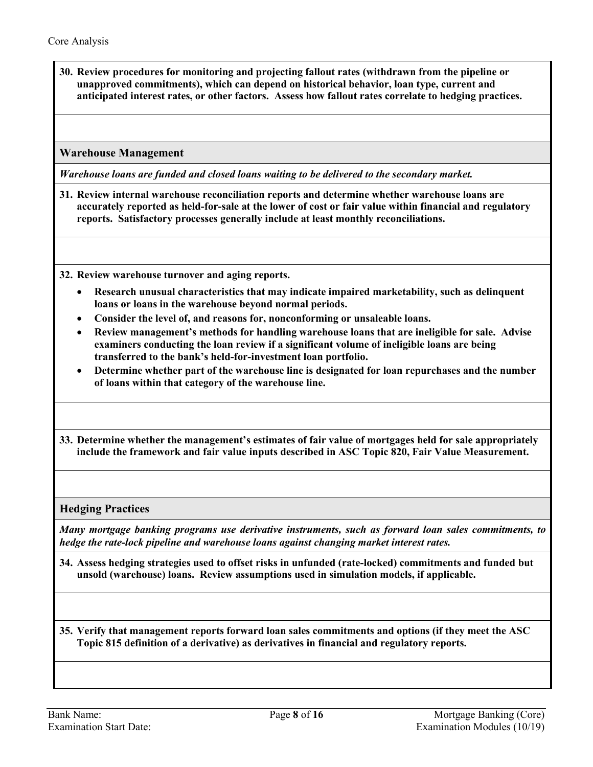**30. Review procedures for monitoring and projecting fallout rates (withdrawn from the pipeline or unapproved commitments), which can depend on historical behavior, loan type, current and anticipated interest rates, or other factors. Assess how fallout rates correlate to hedging practices.**

## Warehouse Management

***Warehouse loans are funded and closed loans waiting to be delivered to the secondary market.***

**31. Review internal warehouse reconciliation reports and determine whether warehouse loans are accurately reported as held-for-sale at the lower of cost or fair value within financial and regulatory reports. Satisfactory processes generally include at least monthly reconciliations.**

**32. Review warehouse turnover and aging reports.**

- **Research unusual characteristics that may indicate impaired marketability, such as delinquent loans or loans in the warehouse beyond normal periods.**
- **Consider the level of, and reasons for, nonconforming or unsaleable loans.**
- **Review management's methods for handling warehouse loans that are ineligible for sale. Advise examiners conducting the loan review if a significant volume of ineligible loans are being transferred to the bank's held-for-investment loan portfolio.**
- **Determine whether part of the warehouse line is designated for loan repurchases and the number of loans within that category of the warehouse line.**

**33. Determine whether the management's estimates of fair value of mortgages held for sale appropriately include the framework and fair value inputs described in ASC Topic 820, Fair Value Measurement.**

## Hedging Practices

***Many mortgage banking programs use derivative instruments, such as forward loan sales commitments, to hedge the rate-lock pipeline and warehouse loans against changing market interest rates.***

**34. Assess hedging strategies used to offset risks in unfunded (rate-locked) commitments and funded but unsold (warehouse) loans. Review assumptions used in simulation models, if applicable.**

**35. Verify that management reports forward loan sales commitments and options (if they meet the ASC Topic 815 definition of a derivative) as derivatives in financial and regulatory reports.**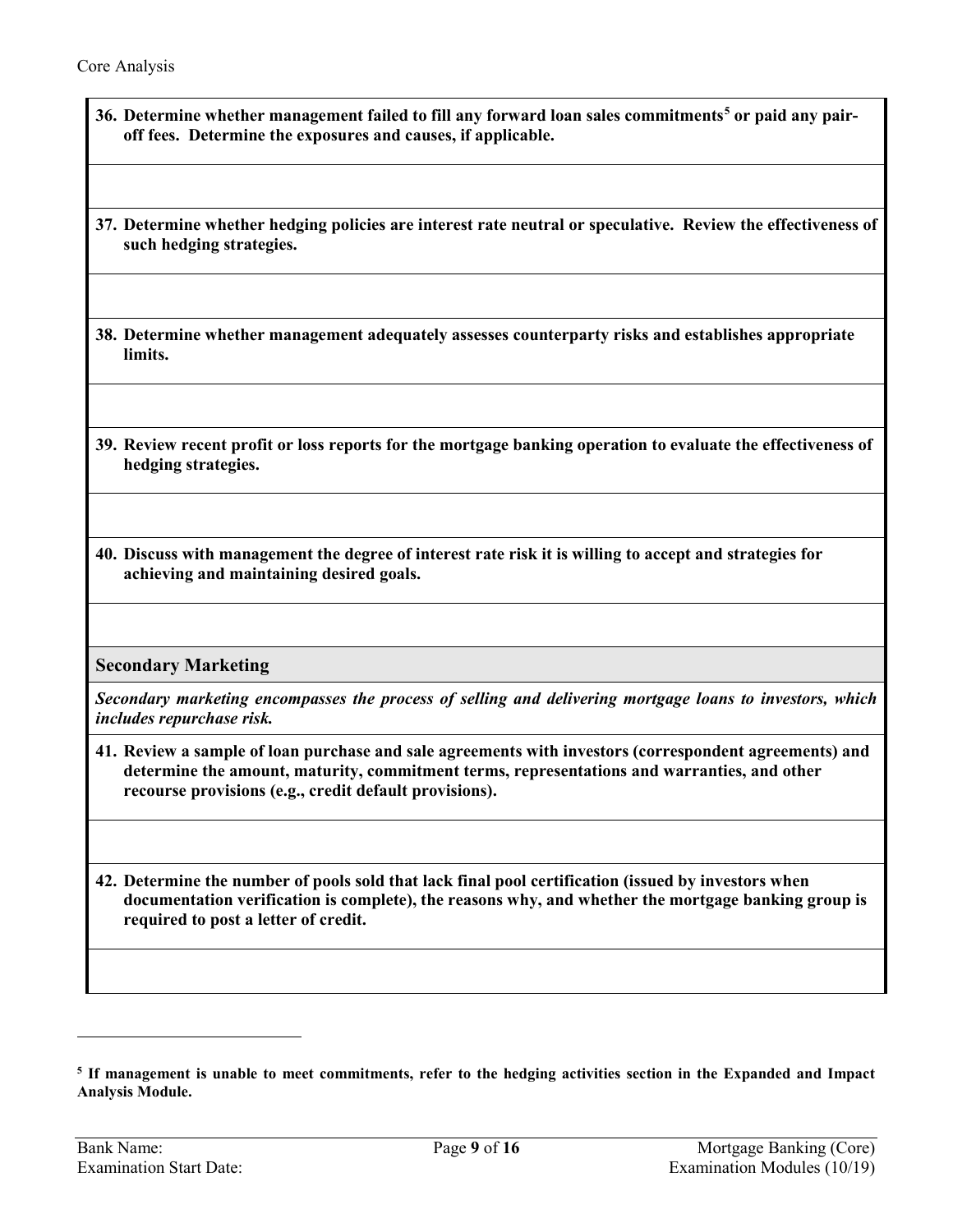**36. Determine whether management failed to fill any forward loan sales commitments[5] or paid any pair-off fees. Determine the exposures and causes, if applicable.**

**37. Determine whether hedging policies are interest rate neutral or speculative. Review the effectiveness of such hedging strategies.**

**38. Determine whether management adequately assesses counterparty risks and establishes appropriate limits.**

**39. Review recent profit or loss reports for the mortgage banking operation to evaluate the effectiveness of hedging strategies.**

**40. Discuss with management the degree of interest rate risk it is willing to accept and strategies for achieving and maintaining desired goals.**

## Secondary Marketing

***Secondary marketing encompasses the process of selling and delivering mortgage loans to investors, which includes repurchase risk.***

**41. Review a sample of loan purchase and sale agreements with investors (correspondent agreements) and determine the amount, maturity, commitment terms, representations and warranties, and other recourse provisions (e.g., credit default provisions).**

**42. Determine the number of pools sold that lack final pool certification (issued by investors when documentation verification is complete), the reasons why, and whether the mortgage banking group is required to post a letter of credit.**

---

**[5] If management is unable to meet commitments, refer to the hedging activities section in the Expanded and Impact Analysis Module.**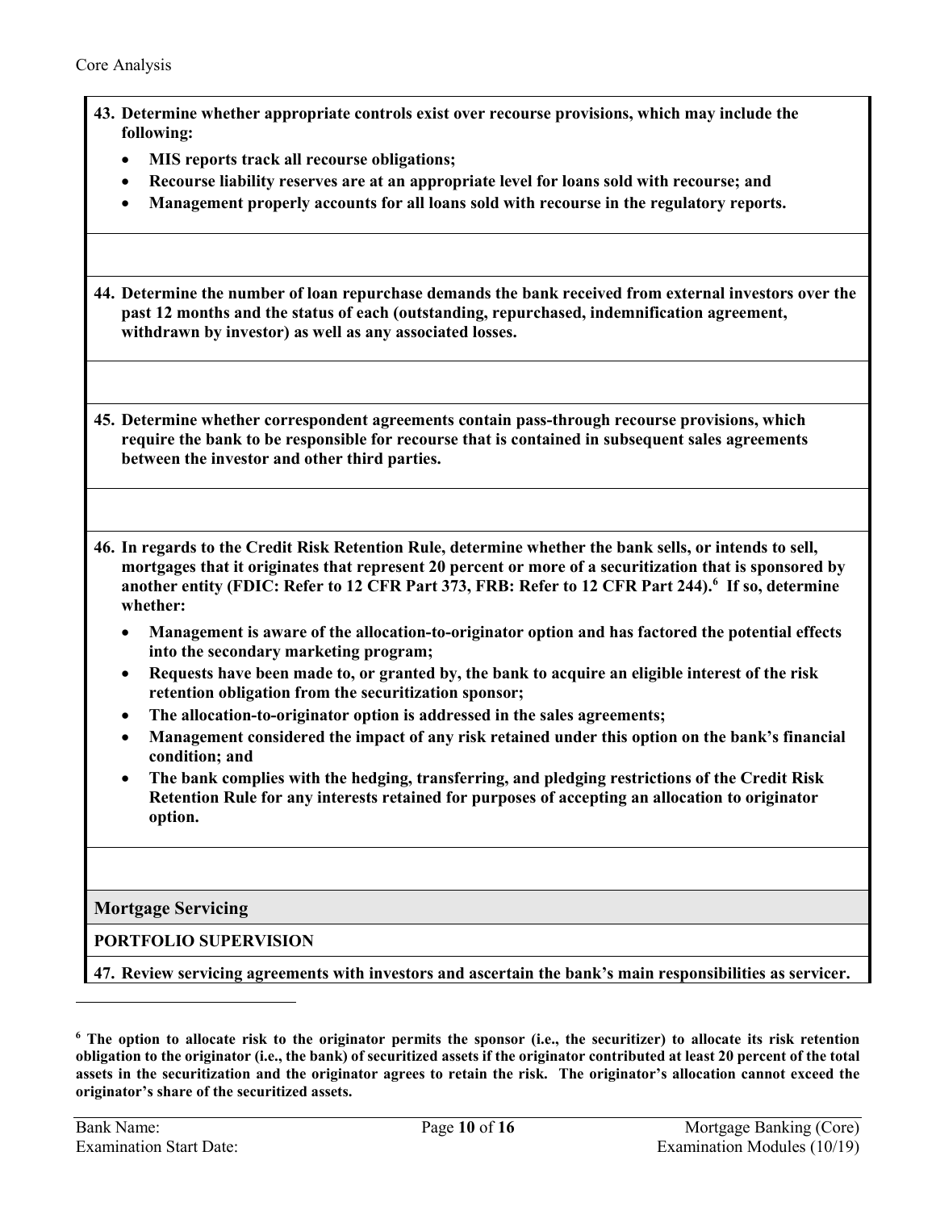**43. Determine whether appropriate controls exist over recourse provisions, which may include the following:**

- **MIS reports track all recourse obligations;**
- **Recourse liability reserves are at an appropriate level for loans sold with recourse; and**
- **Management properly accounts for all loans sold with recourse in the regulatory reports.**

**44. Determine the number of loan repurchase demands the bank received from external investors over the past 12 months and the status of each (outstanding, repurchased, indemnification agreement, withdrawn by investor) as well as any associated losses.**

**45. Determine whether correspondent agreements contain pass-through recourse provisions, which require the bank to be responsible for recourse that is contained in subsequent sales agreements between the investor and other third parties.**

**46. In regards to the Credit Risk Retention Rule, determine whether the bank sells, or intends to sell, mortgages that it originates that represent 20 percent or more of a securitization that is sponsored by another entity (FDIC: Refer to 12 CFR Part 373, FRB: Refer to 12 CFR Part 244).[6] If so, determine whether:**

- **Management is aware of the allocation-to-originator option and has factored the potential effects into the secondary marketing program;**
- **Requests have been made to, or granted by, the bank to acquire an eligible interest of the risk retention obligation from the securitization sponsor;**
- **The allocation-to-originator option is addressed in the sales agreements;**
- **Management considered the impact of any risk retained under this option on the bank's financial condition; and**
- **The bank complies with the hedging, transferring, and pledging restrictions of the Credit Risk Retention Rule for any interests retained for purposes of accepting an allocation to originator option.**

## Mortgage Servicing

### PORTFOLIO SUPERVISION

**47. Review servicing agreements with investors and ascertain the bank's main responsibilities as servicer.**

---

[6] **The option to allocate risk to the originator permits the sponsor (i.e., the securitizer) to allocate its risk retention obligation to the originator (i.e., the bank) of securitized assets if the originator contributed at least 20 percent of the total assets in the securitization and the originator agrees to retain the risk. The originator's allocation cannot exceed the originator's share of the securitized assets.**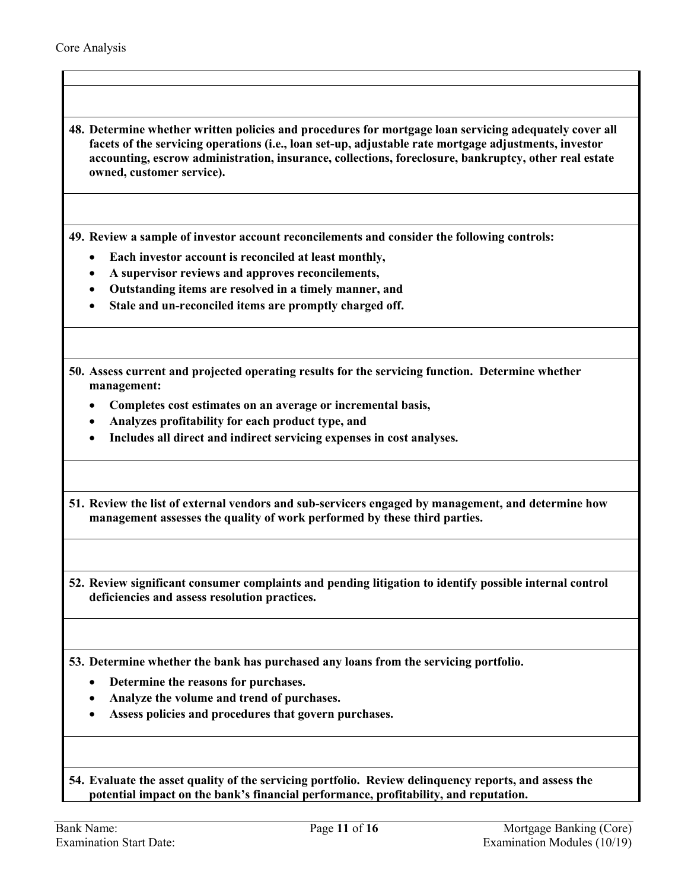**48. Determine whether written policies and procedures for mortgage loan servicing adequately cover all facets of the servicing operations (i.e., loan set-up, adjustable rate mortgage adjustments, investor accounting, escrow administration, insurance, collections, foreclosure, bankruptcy, other real estate owned, customer service).**

**49. Review a sample of investor account reconcilements and consider the following controls:**

- **Each investor account is reconciled at least monthly,**
- **A supervisor reviews and approves reconcilements,**
- **Outstanding items are resolved in a timely manner, and**
- **Stale and un-reconciled items are promptly charged off.**

**50. Assess current and projected operating results for the servicing function. Determine whether management:**

- **Completes cost estimates on an average or incremental basis,**
- **Analyzes profitability for each product type, and**
- **Includes all direct and indirect servicing expenses in cost analyses.**

**51. Review the list of external vendors and sub-servicers engaged by management, and determine how management assesses the quality of work performed by these third parties.**

**52. Review significant consumer complaints and pending litigation to identify possible internal control deficiencies and assess resolution practices.**

**53. Determine whether the bank has purchased any loans from the servicing portfolio.**

- **Determine the reasons for purchases.**
- **Analyze the volume and trend of purchases.**
- **Assess policies and procedures that govern purchases.**

**54. Evaluate the asset quality of the servicing portfolio. Review delinquency reports, and assess the potential impact on the bank's financial performance, profitability, and reputation.**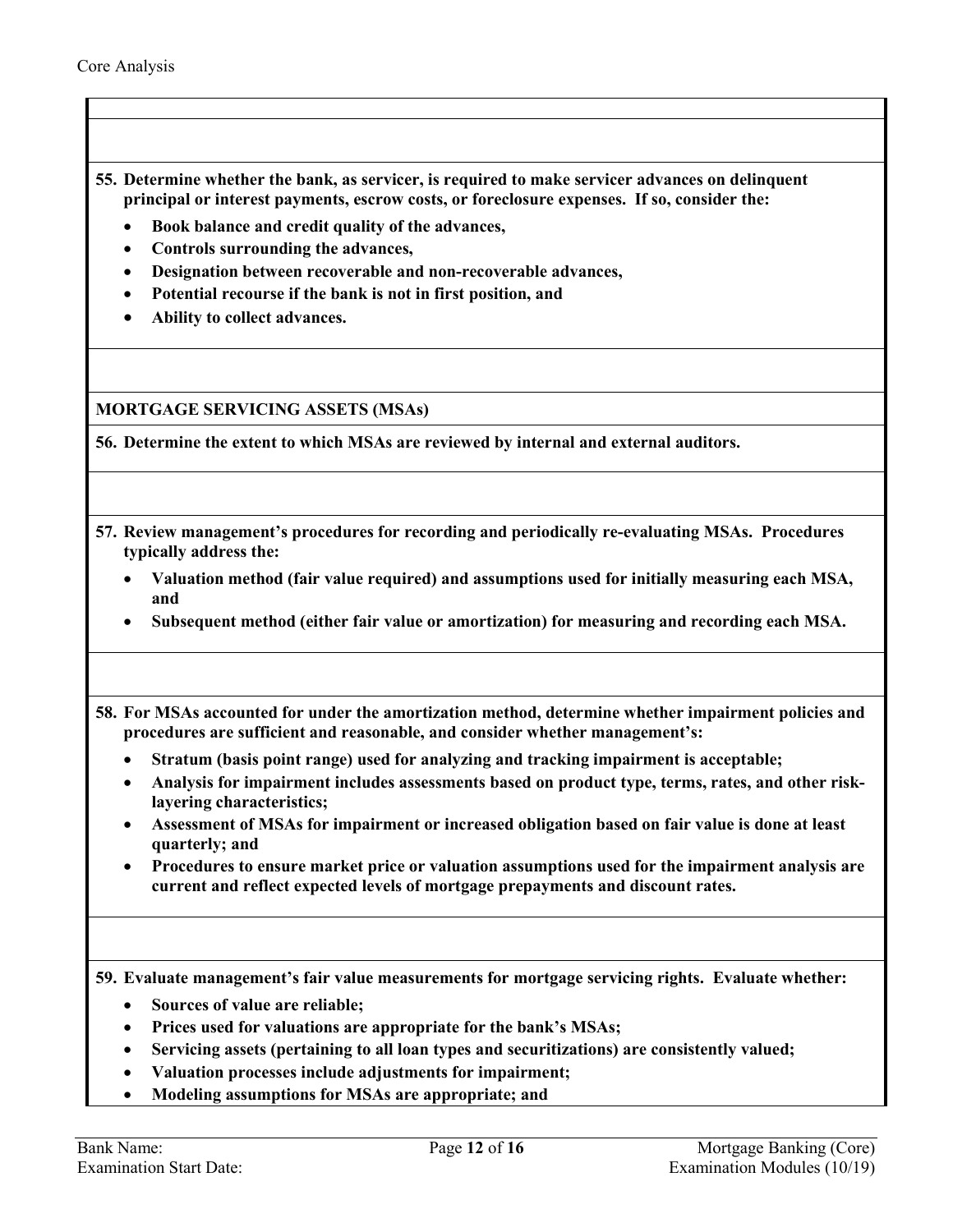**55. Determine whether the bank, as servicer, is required to make servicer advances on delinquent principal or interest payments, escrow costs, or foreclosure expenses. If so, consider the:**

- **Book balance and credit quality of the advances,**
- **Controls surrounding the advances,**
- **Designation between recoverable and non-recoverable advances,**
- **Potential recourse if the bank is not in first position, and**
- **Ability to collect advances.**

**MORTGAGE SERVICING ASSETS (MSAs)**

**56. Determine the extent to which MSAs are reviewed by internal and external auditors.**

**57. Review management's procedures for recording and periodically re-evaluating MSAs. Procedures typically address the:**

- **Valuation method (fair value required) and assumptions used for initially measuring each MSA, and**
- **Subsequent method (either fair value or amortization) for measuring and recording each MSA.**

**58. For MSAs accounted for under the amortization method, determine whether impairment policies and procedures are sufficient and reasonable, and consider whether management's:**

- **Stratum (basis point range) used for analyzing and tracking impairment is acceptable;**
- **Analysis for impairment includes assessments based on product type, terms, rates, and other risk-layering characteristics;**
- **Assessment of MSAs for impairment or increased obligation based on fair value is done at least quarterly; and**
- **Procedures to ensure market price or valuation assumptions used for the impairment analysis are current and reflect expected levels of mortgage prepayments and discount rates.**

**59. Evaluate management's fair value measurements for mortgage servicing rights. Evaluate whether:**

- **Sources of value are reliable;**
- **Prices used for valuations are appropriate for the bank's MSAs;**
- **Servicing assets (pertaining to all loan types and securitizations) are consistently valued;**
- **Valuation processes include adjustments for impairment;**
- **Modeling assumptions for MSAs are appropriate; and**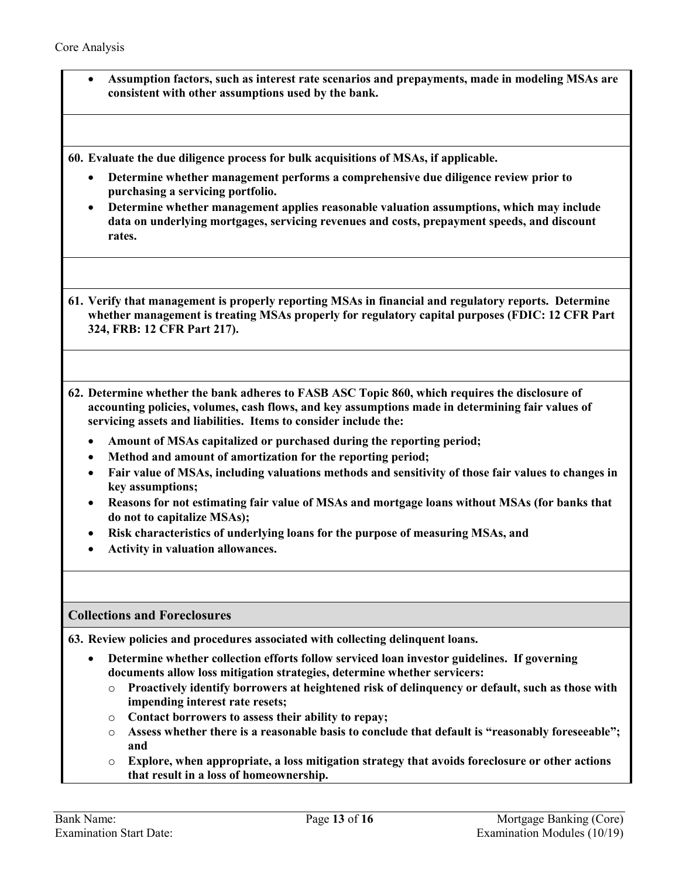- **Assumption factors, such as interest rate scenarios and prepayments, made in modeling MSAs are consistent with other assumptions used by the bank.**

**60. Evaluate the due diligence process for bulk acquisitions of MSAs, if applicable.**

- **Determine whether management performs a comprehensive due diligence review prior to purchasing a servicing portfolio.**
- **Determine whether management applies reasonable valuation assumptions, which may include data on underlying mortgages, servicing revenues and costs, prepayment speeds, and discount rates.**

**61. Verify that management is properly reporting MSAs in financial and regulatory reports. Determine whether management is treating MSAs properly for regulatory capital purposes (FDIC: 12 CFR Part 324, FRB: 12 CFR Part 217).**

**62. Determine whether the bank adheres to FASB ASC Topic 860, which requires the disclosure of accounting policies, volumes, cash flows, and key assumptions made in determining fair values of servicing assets and liabilities. Items to consider include the:**

- **Amount of MSAs capitalized or purchased during the reporting period;**
- **Method and amount of amortization for the reporting period;**
- **Fair value of MSAs, including valuations methods and sensitivity of those fair values to changes in key assumptions;**
- **Reasons for not estimating fair value of MSAs and mortgage loans without MSAs (for banks that do not to capitalize MSAs);**
- **Risk characteristics of underlying loans for the purpose of measuring MSAs, and**
- **Activity in valuation allowances.**

## Collections and Foreclosures

**63. Review policies and procedures associated with collecting delinquent loans.**

- **Determine whether collection efforts follow serviced loan investor guidelines. If governing documents allow loss mitigation strategies, determine whether servicers:**
  - **Proactively identify borrowers at heightened risk of delinquency or default, such as those with impending interest rate resets;**
  - **Contact borrowers to assess their ability to repay;**
  - **Assess whether there is a reasonable basis to conclude that default is "reasonably foreseeable"; and**
  - **Explore, when appropriate, a loss mitigation strategy that avoids foreclosure or other actions that result in a loss of homeownership.**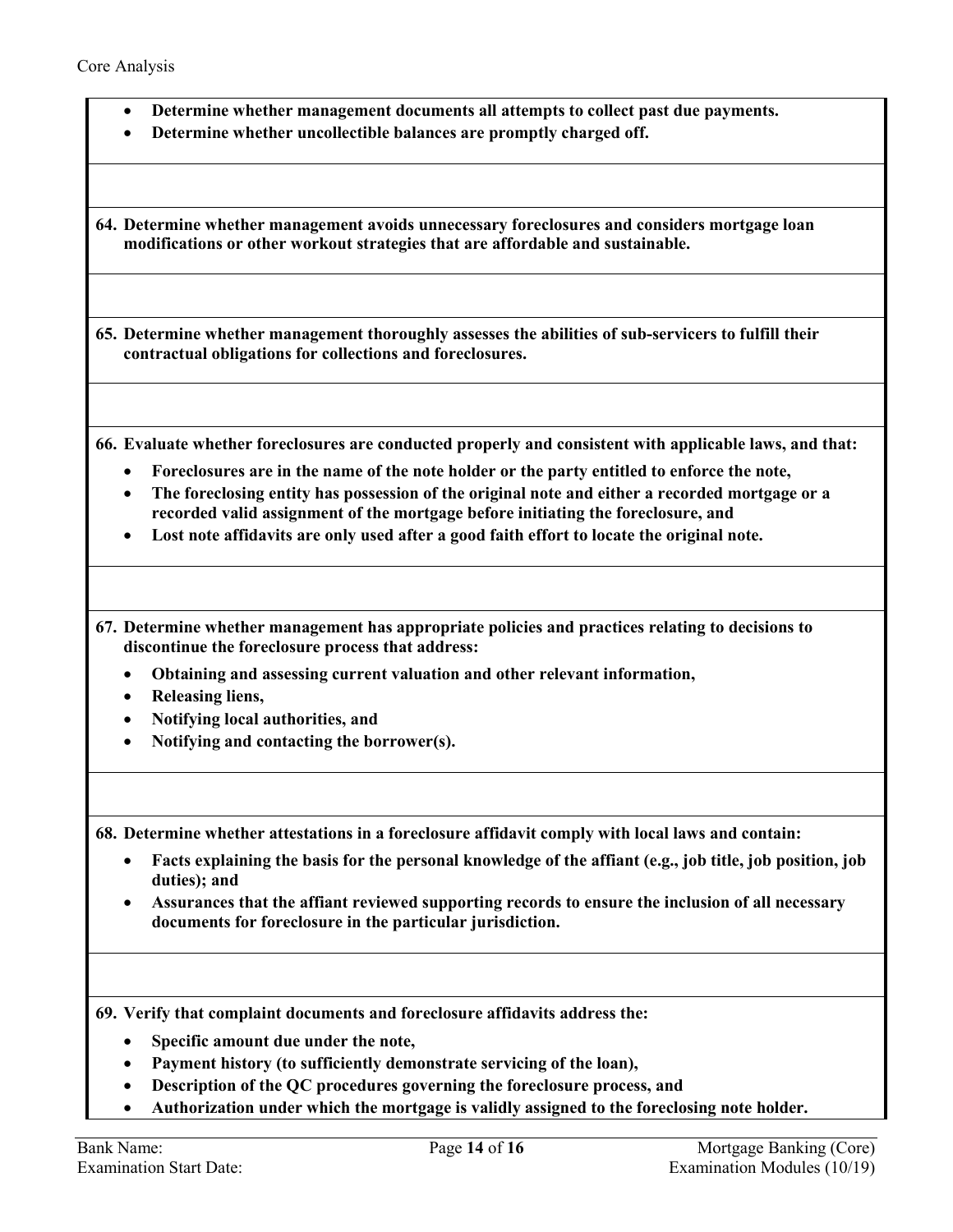- **Determine whether management documents all attempts to collect past due payments.**
- **Determine whether uncollectible balances are promptly charged off.**

**64. Determine whether management avoids unnecessary foreclosures and considers mortgage loan modifications or other workout strategies that are affordable and sustainable.**

**65. Determine whether management thoroughly assesses the abilities of sub-servicers to fulfill their contractual obligations for collections and foreclosures.**

**66. Evaluate whether foreclosures are conducted properly and consistent with applicable laws, and that:**

- **Foreclosures are in the name of the note holder or the party entitled to enforce the note,**
- **The foreclosing entity has possession of the original note and either a recorded mortgage or a recorded valid assignment of the mortgage before initiating the foreclosure, and**
- **Lost note affidavits are only used after a good faith effort to locate the original note.**

**67. Determine whether management has appropriate policies and practices relating to decisions to discontinue the foreclosure process that address:**

- **Obtaining and assessing current valuation and other relevant information,**
- **Releasing liens,**
- **Notifying local authorities, and**
- **Notifying and contacting the borrower(s).**

**68. Determine whether attestations in a foreclosure affidavit comply with local laws and contain:**

- **Facts explaining the basis for the personal knowledge of the affiant (e.g., job title, job position, job duties); and**
- **Assurances that the affiant reviewed supporting records to ensure the inclusion of all necessary documents for foreclosure in the particular jurisdiction.**

**69. Verify that complaint documents and foreclosure affidavits address the:**

- **Specific amount due under the note,**
- **Payment history (to sufficiently demonstrate servicing of the loan),**
- **Description of the QC procedures governing the foreclosure process, and**
- **Authorization under which the mortgage is validly assigned to the foreclosing note holder.**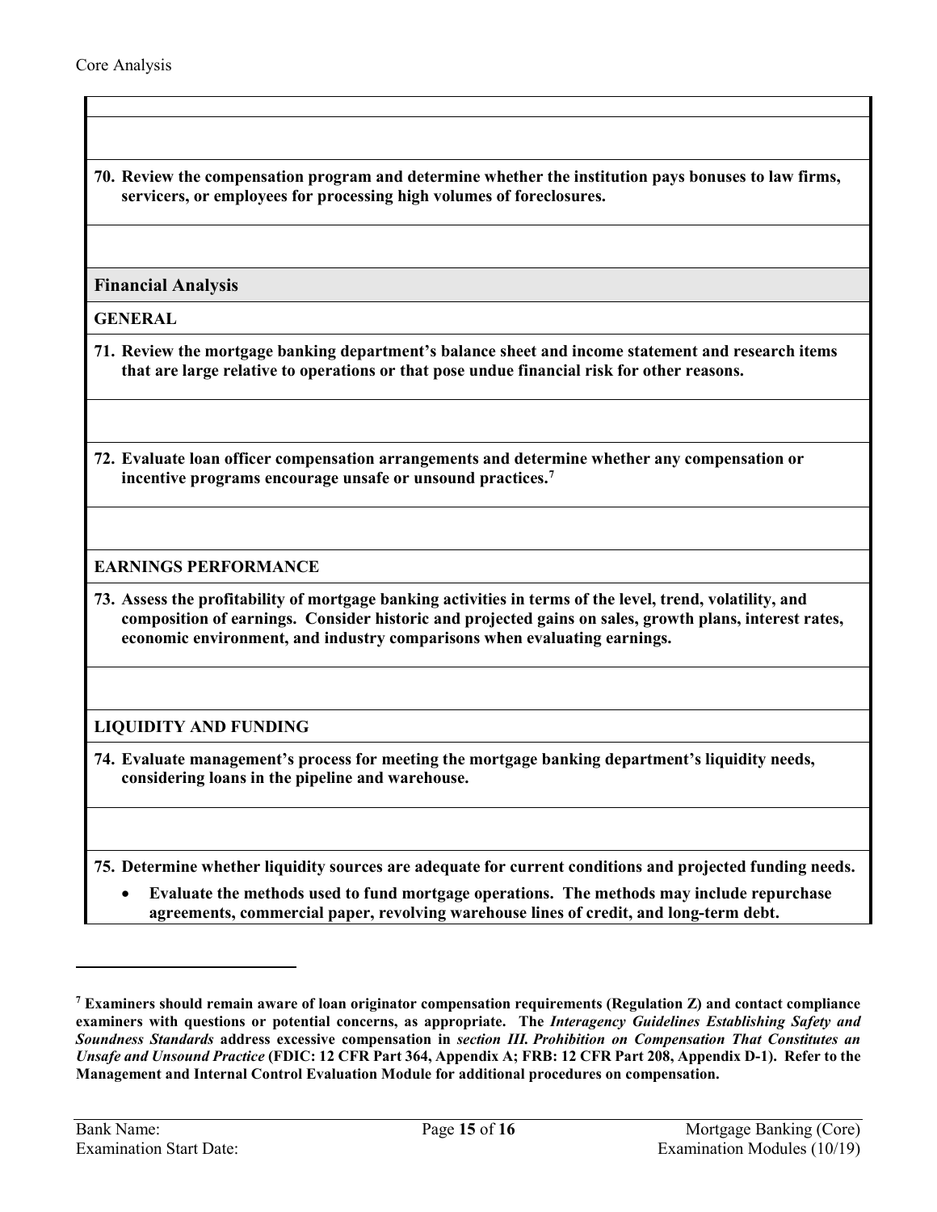**70. Review the compensation program and determine whether the institution pays bonuses to law firms, servicers, or employees for processing high volumes of foreclosures.**

## Financial Analysis

### GENERAL

**71. Review the mortgage banking department's balance sheet and income statement and research items that are large relative to operations or that pose undue financial risk for other reasons.**

**72. Evaluate loan officer compensation arrangements and determine whether any compensation or incentive programs encourage unsafe or unsound practices.[7]**

### EARNINGS PERFORMANCE

**73. Assess the profitability of mortgage banking activities in terms of the level, trend, volatility, and composition of earnings. Consider historic and projected gains on sales, growth plans, interest rates, economic environment, and industry comparisons when evaluating earnings.**

### LIQUIDITY AND FUNDING

**74. Evaluate management's process for meeting the mortgage banking department's liquidity needs, considering loans in the pipeline and warehouse.**

**75. Determine whether liquidity sources are adequate for current conditions and projected funding needs.**

- **Evaluate the methods used to fund mortgage operations. The methods may include repurchase agreements, commercial paper, revolving warehouse lines of credit, and long-term debt.**

---

[7] **Examiners should remain aware of loan originator compensation requirements (Regulation Z) and contact compliance examiners with questions or potential concerns, as appropriate. The *Interagency Guidelines Establishing Safety and Soundness Standards* address excessive compensation in *section III. Prohibition on Compensation That Constitutes an Unsafe and Unsound Practice* (FDIC: 12 CFR Part 364, Appendix A; FRB: 12 CFR Part 208, Appendix D-1). Refer to the Management and Internal Control Evaluation Module for additional procedures on compensation.**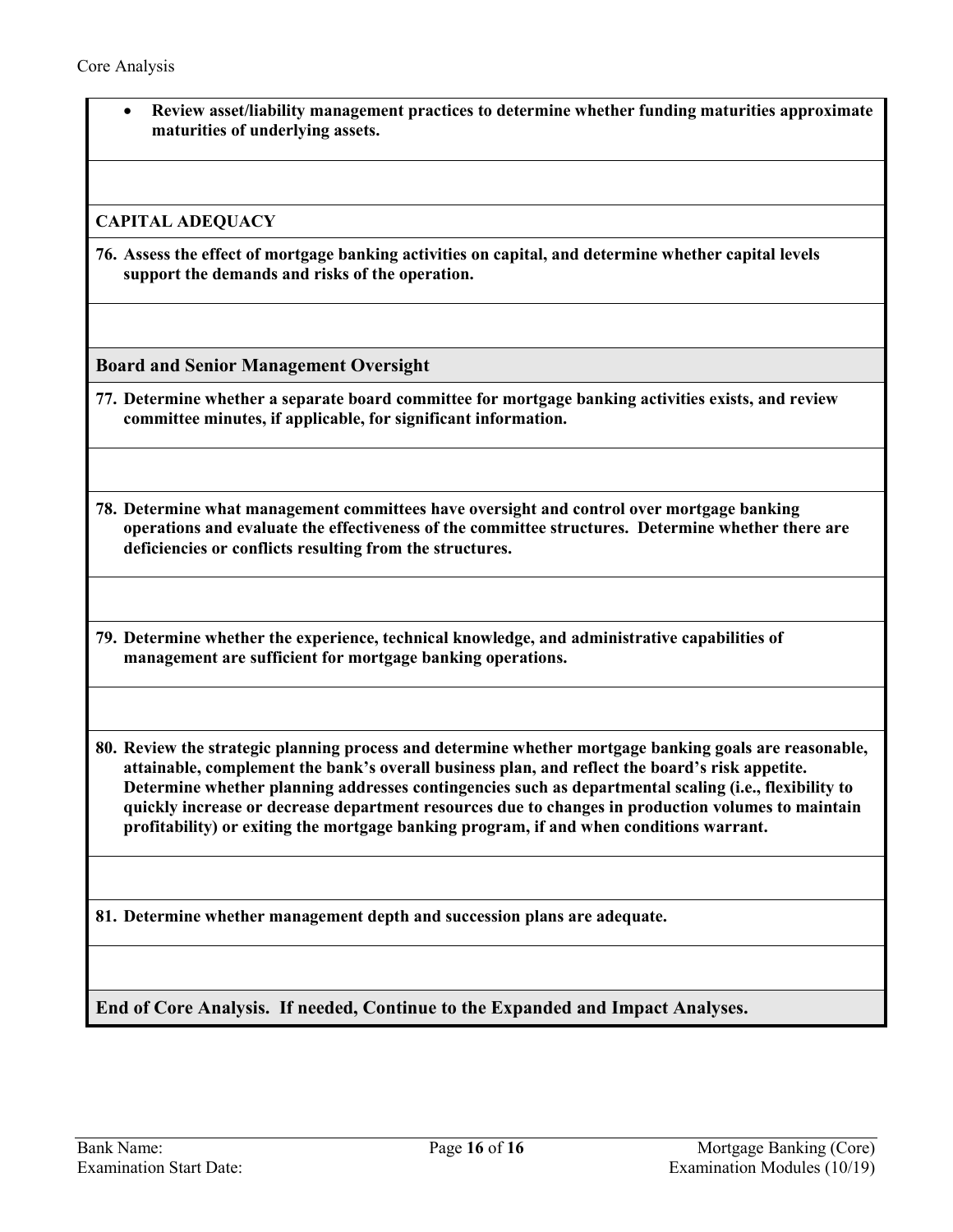- **Review asset/liability management practices to determine whether funding maturities approximate maturities of underlying assets.**

**CAPITAL ADEQUACY**

**76. Assess the effect of mortgage banking activities on capital, and determine whether capital levels support the demands and risks of the operation.**

## Board and Senior Management Oversight

**77. Determine whether a separate board committee for mortgage banking activities exists, and review committee minutes, if applicable, for significant information.**

**78. Determine what management committees have oversight and control over mortgage banking operations and evaluate the effectiveness of the committee structures. Determine whether there are deficiencies or conflicts resulting from the structures.**

**79. Determine whether the experience, technical knowledge, and administrative capabilities of management are sufficient for mortgage banking operations.**

**80. Review the strategic planning process and determine whether mortgage banking goals are reasonable, attainable, complement the bank's overall business plan, and reflect the board's risk appetite. Determine whether planning addresses contingencies such as departmental scaling (i.e., flexibility to quickly increase or decrease department resources due to changes in production volumes to maintain profitability) or exiting the mortgage banking program, if and when conditions warrant.**

**81. Determine whether management depth and succession plans are adequate.**

**End of Core Analysis. If needed, Continue to the Expanded and Impact Analyses.**